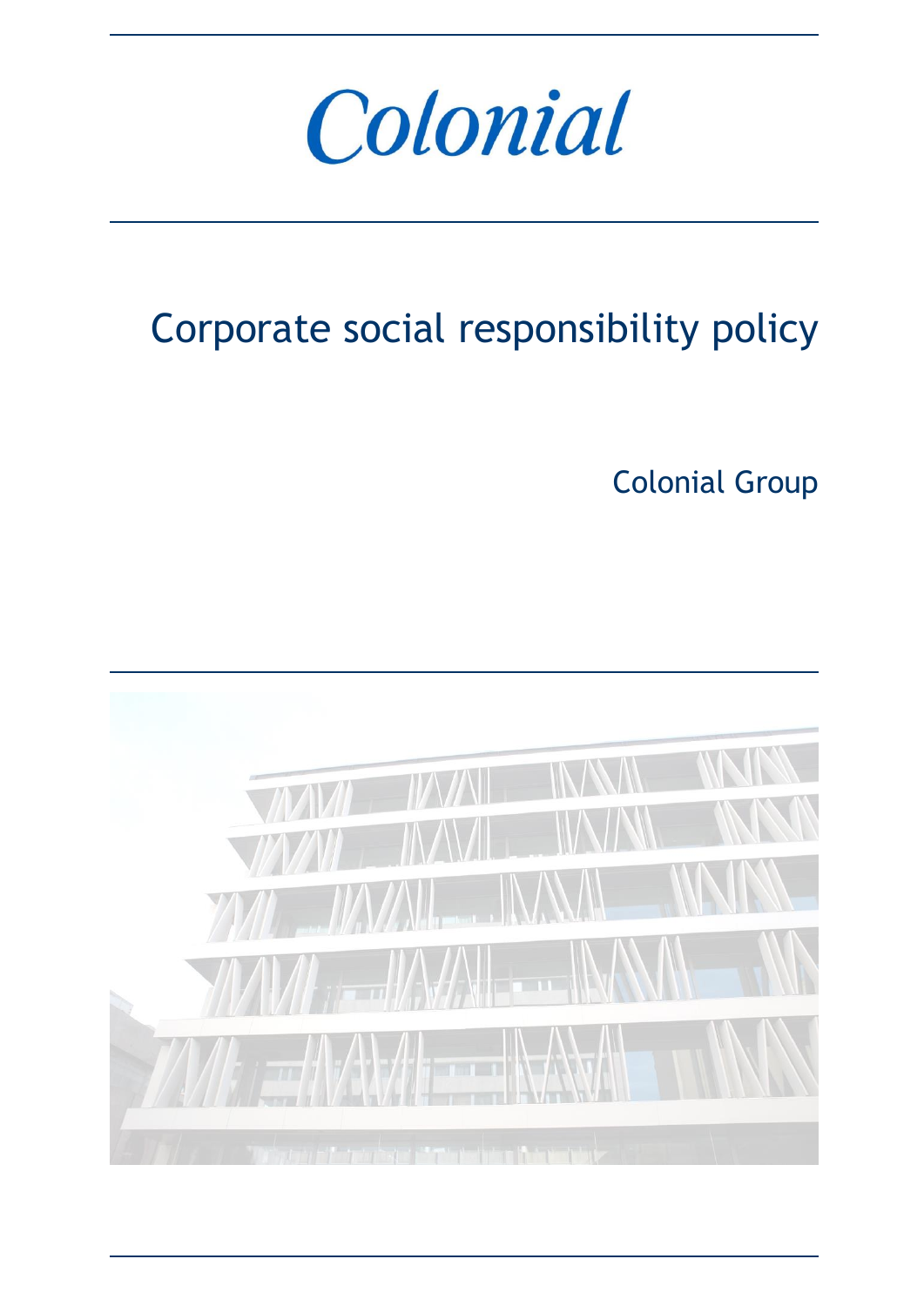# Colonial

# Corporate social responsibility policy

Colonial Group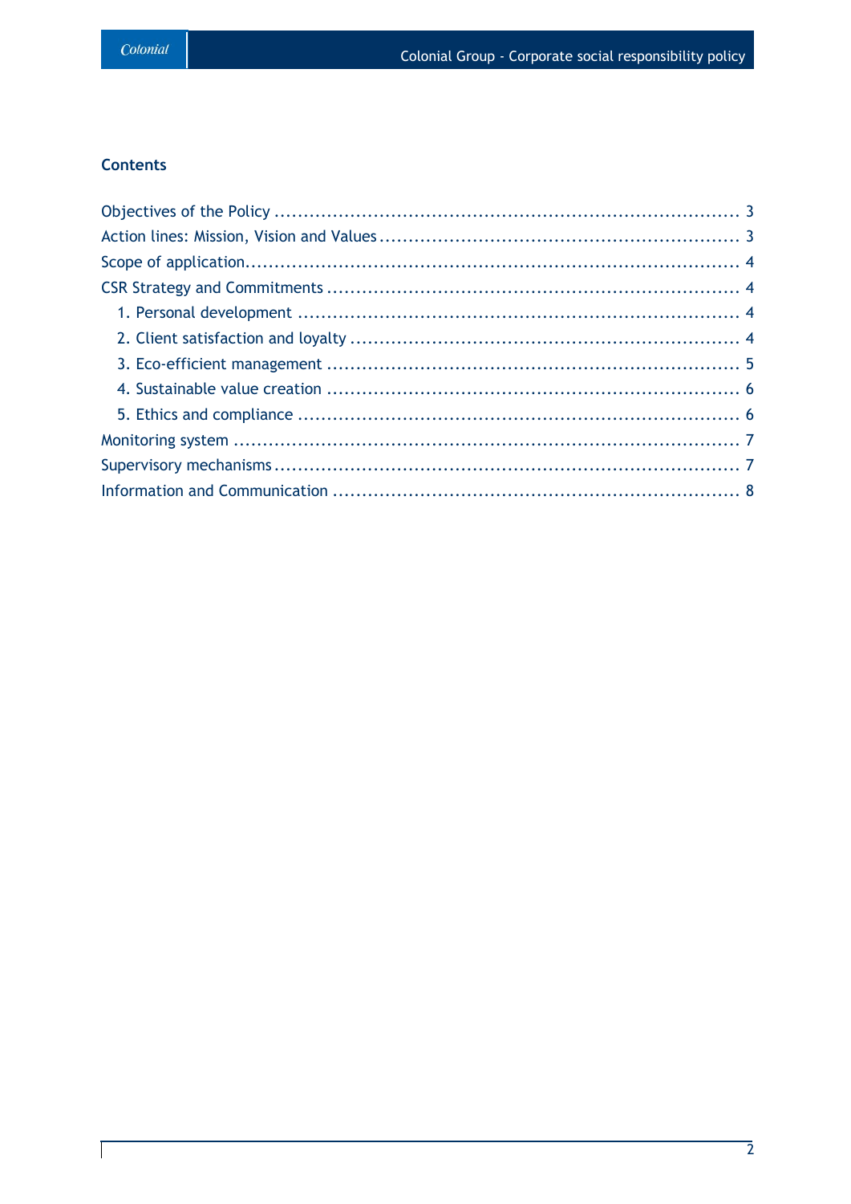## Contents

- Objectives of the Policy ........................................................................ 3
- Action lines: Mission, Vision and Values ........................................................ 3
- Scope of application ........................................................................... 4
- CSR Strategy and Commitments ................................................................... 4
  - 1. Personal development ...................................................................... 4
  - 2. Client satisfaction and loyalty ........................................................... 4
  - 3. Eco-efficient management .................................................................. 5
  - 4. Sustainable value creation ................................................................ 6
  - 5. Ethics and compliance ..................................................................... 6
- Monitoring system .............................................................................. 7
- Supervisory mechanisms ......................................................................... 7
- Information and Communication .................................................................. 8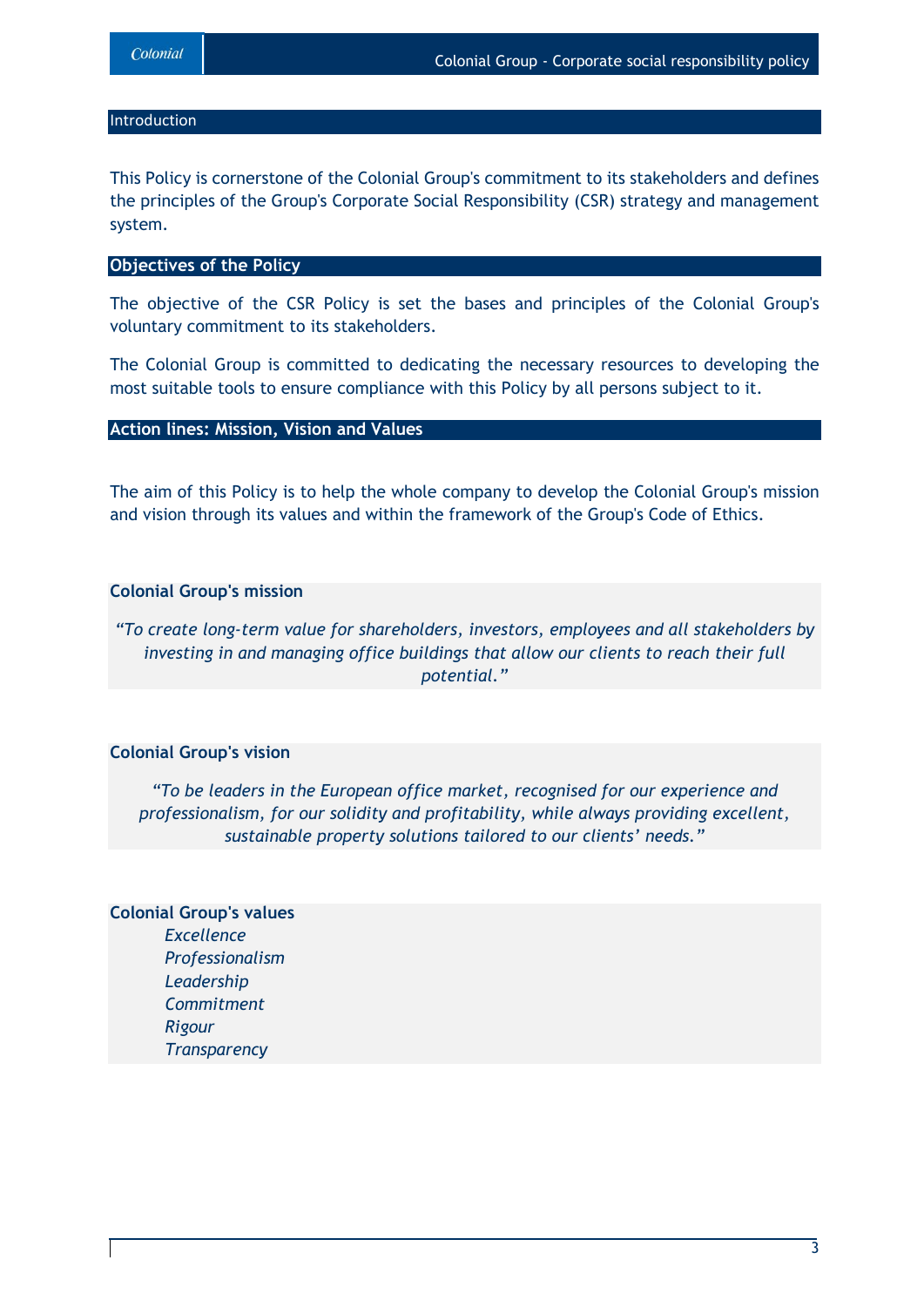## Introduction

This Policy is cornerstone of the Colonial Group's commitment to its stakeholders and defines the principles of the Group's Corporate Social Responsibility (CSR) strategy and management system.

## Objectives of the Policy

The objective of the CSR Policy is set the bases and principles of the Colonial Group's voluntary commitment to its stakeholders.

The Colonial Group is committed to dedicating the necessary resources to developing the most suitable tools to ensure compliance with this Policy by all persons subject to it.

## Action lines: Mission, Vision and Values

The aim of this Policy is to help the whole company to develop the Colonial Group's mission and vision through its values and within the framework of the Group's Code of Ethics.

### Colonial Group's mission

*"To create long-term value for shareholders, investors, employees and all stakeholders by investing in and managing office buildings that allow our clients to reach their full potential."*

### Colonial Group's vision

*"To be leaders in the European office market, recognised for our experience and professionalism, for our solidity and profitability, while always providing excellent, sustainable property solutions tailored to our clients' needs."*

### Colonial Group's values

*Excellence*
*Professionalism*
*Leadership*
*Commitment*
*Rigour*
*Transparency*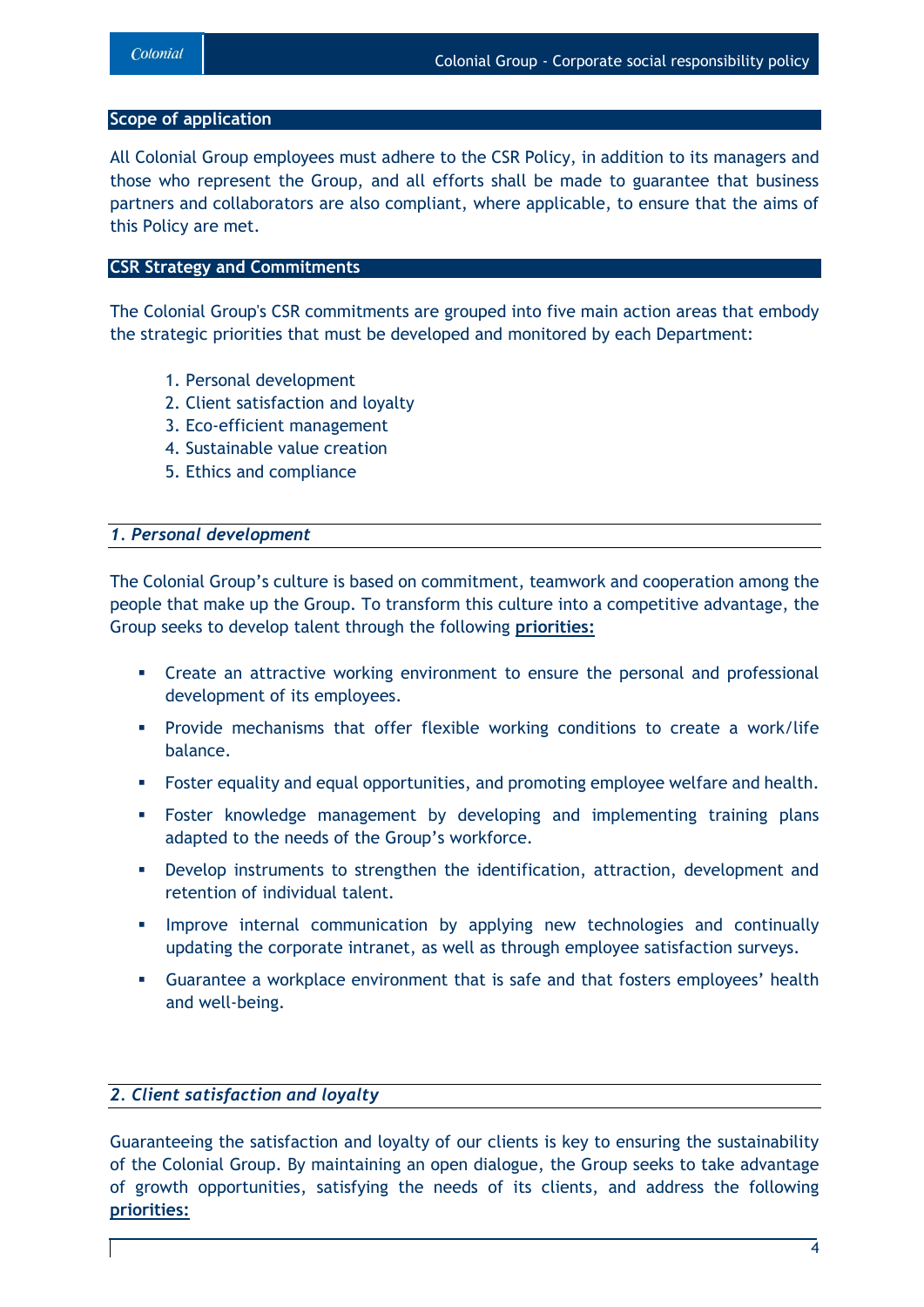## Scope of application

All Colonial Group employees must adhere to the CSR Policy, in addition to its managers and those who represent the Group, and all efforts shall be made to guarantee that business partners and collaborators are also compliant, where applicable, to ensure that the aims of this Policy are met.

## CSR Strategy and Commitments

The Colonial Group's CSR commitments are grouped into five main action areas that embody the strategic priorities that must be developed and monitored by each Department:

1. Personal development
2. Client satisfaction and loyalty
3. Eco-efficient management
4. Sustainable value creation
5. Ethics and compliance

### *1. Personal development*

The Colonial Group's culture is based on commitment, teamwork and cooperation among the people that make up the Group. To transform this culture into a competitive advantage, the Group seeks to develop talent through the following **priorities:**

- Create an attractive working environment to ensure the personal and professional development of its employees.
- Provide mechanisms that offer flexible working conditions to create a work/life balance.
- Foster equality and equal opportunities, and promoting employee welfare and health.
- Foster knowledge management by developing and implementing training plans adapted to the needs of the Group's workforce.
- Develop instruments to strengthen the identification, attraction, development and retention of individual talent.
- Improve internal communication by applying new technologies and continually updating the corporate intranet, as well as through employee satisfaction surveys.
- Guarantee a workplace environment that is safe and that fosters employees' health and well-being.

### *2. Client satisfaction and loyalty*

Guaranteeing the satisfaction and loyalty of our clients is key to ensuring the sustainability of the Colonial Group. By maintaining an open dialogue, the Group seeks to take advantage of growth opportunities, satisfying the needs of its clients, and address the following **priorities:**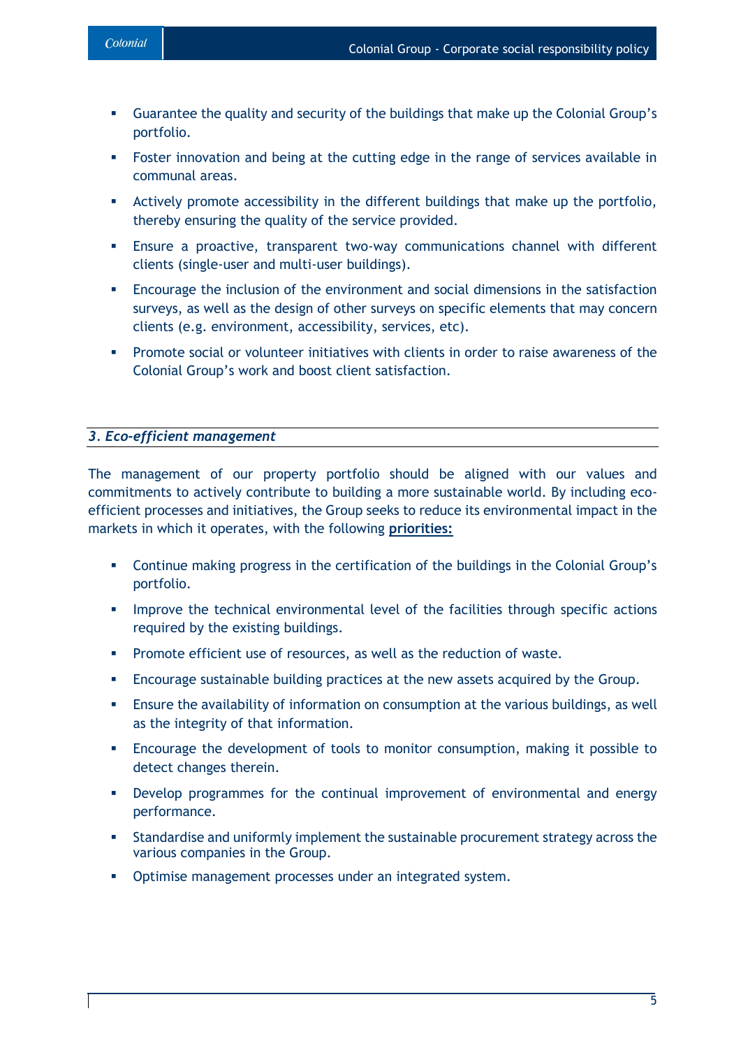- Guarantee the quality and security of the buildings that make up the Colonial Group's portfolio.
- Foster innovation and being at the cutting edge in the range of services available in communal areas.
- Actively promote accessibility in the different buildings that make up the portfolio, thereby ensuring the quality of the service provided.
- Ensure a proactive, transparent two-way communications channel with different clients (single-user and multi-user buildings).
- Encourage the inclusion of the environment and social dimensions in the satisfaction surveys, as well as the design of other surveys on specific elements that may concern clients (e.g. environment, accessibility, services, etc).
- Promote social or volunteer initiatives with clients in order to raise awareness of the Colonial Group's work and boost client satisfaction.

### *3. Eco-efficient management*

The management of our property portfolio should be aligned with our values and commitments to actively contribute to building a more sustainable world. By including eco-efficient processes and initiatives, the Group seeks to reduce its environmental impact in the markets in which it operates, with the following **priorities:**

- Continue making progress in the certification of the buildings in the Colonial Group's portfolio.
- Improve the technical environmental level of the facilities through specific actions required by the existing buildings.
- Promote efficient use of resources, as well as the reduction of waste.
- Encourage sustainable building practices at the new assets acquired by the Group.
- Ensure the availability of information on consumption at the various buildings, as well as the integrity of that information.
- Encourage the development of tools to monitor consumption, making it possible to detect changes therein.
- Develop programmes for the continual improvement of environmental and energy performance.
- Standardise and uniformly implement the sustainable procurement strategy across the various companies in the Group.
- Optimise management processes under an integrated system.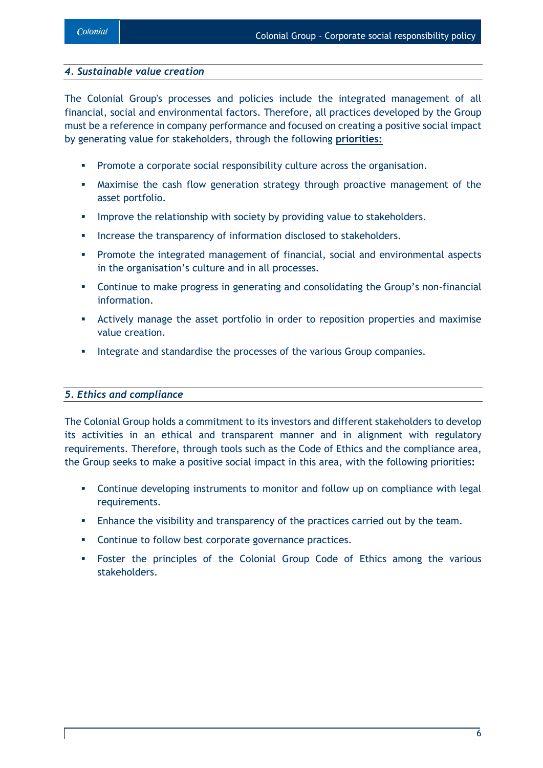## *4. Sustainable value creation*

The Colonial Group's processes and policies include the integrated management of all financial, social and environmental factors. Therefore, all practices developed by the Group must be a reference in company performance and focused on creating a positive social impact by generating value for stakeholders, through the following **priorities:**

- Promote a corporate social responsibility culture across the organisation.
- Maximise the cash flow generation strategy through proactive management of the asset portfolio.
- Improve the relationship with society by providing value to stakeholders.
- Increase the transparency of information disclosed to stakeholders.
- Promote the integrated management of financial, social and environmental aspects in the organisation's culture and in all processes.
- Continue to make progress in generating and consolidating the Group's non-financial information.
- Actively manage the asset portfolio in order to reposition properties and maximise value creation.
- Integrate and standardise the processes of the various Group companies.

## *5. Ethics and compliance*

The Colonial Group holds a commitment to its investors and different stakeholders to develop its activities in an ethical and transparent manner and in alignment with regulatory requirements. Therefore, through tools such as the Code of Ethics and the compliance area, the Group seeks to make a positive social impact in this area, with the following priorities:

- Continue developing instruments to monitor and follow up on compliance with legal requirements.
- Enhance the visibility and transparency of the practices carried out by the team.
- Continue to follow best corporate governance practices.
- Foster the principles of the Colonial Group Code of Ethics among the various stakeholders.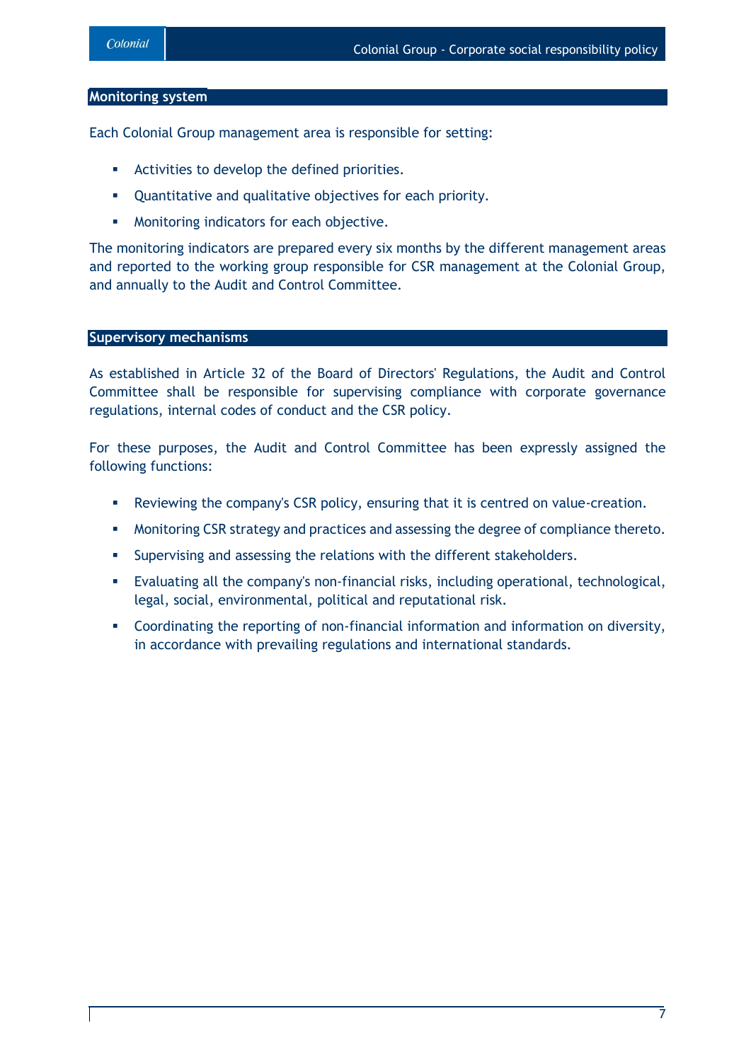## Monitoring system

Each Colonial Group management area is responsible for setting:

- Activities to develop the defined priorities.
- Quantitative and qualitative objectives for each priority.
- Monitoring indicators for each objective.

The monitoring indicators are prepared every six months by the different management areas and reported to the working group responsible for CSR management at the Colonial Group, and annually to the Audit and Control Committee.

## Supervisory mechanisms

As established in Article 32 of the Board of Directors' Regulations, the Audit and Control Committee shall be responsible for supervising compliance with corporate governance regulations, internal codes of conduct and the CSR policy.

For these purposes, the Audit and Control Committee has been expressly assigned the following functions:

- Reviewing the company's CSR policy, ensuring that it is centred on value-creation.
- Monitoring CSR strategy and practices and assessing the degree of compliance thereto.
- Supervising and assessing the relations with the different stakeholders.
- Evaluating all the company's non-financial risks, including operational, technological, legal, social, environmental, political and reputational risk.
- Coordinating the reporting of non-financial information and information on diversity, in accordance with prevailing regulations and international standards.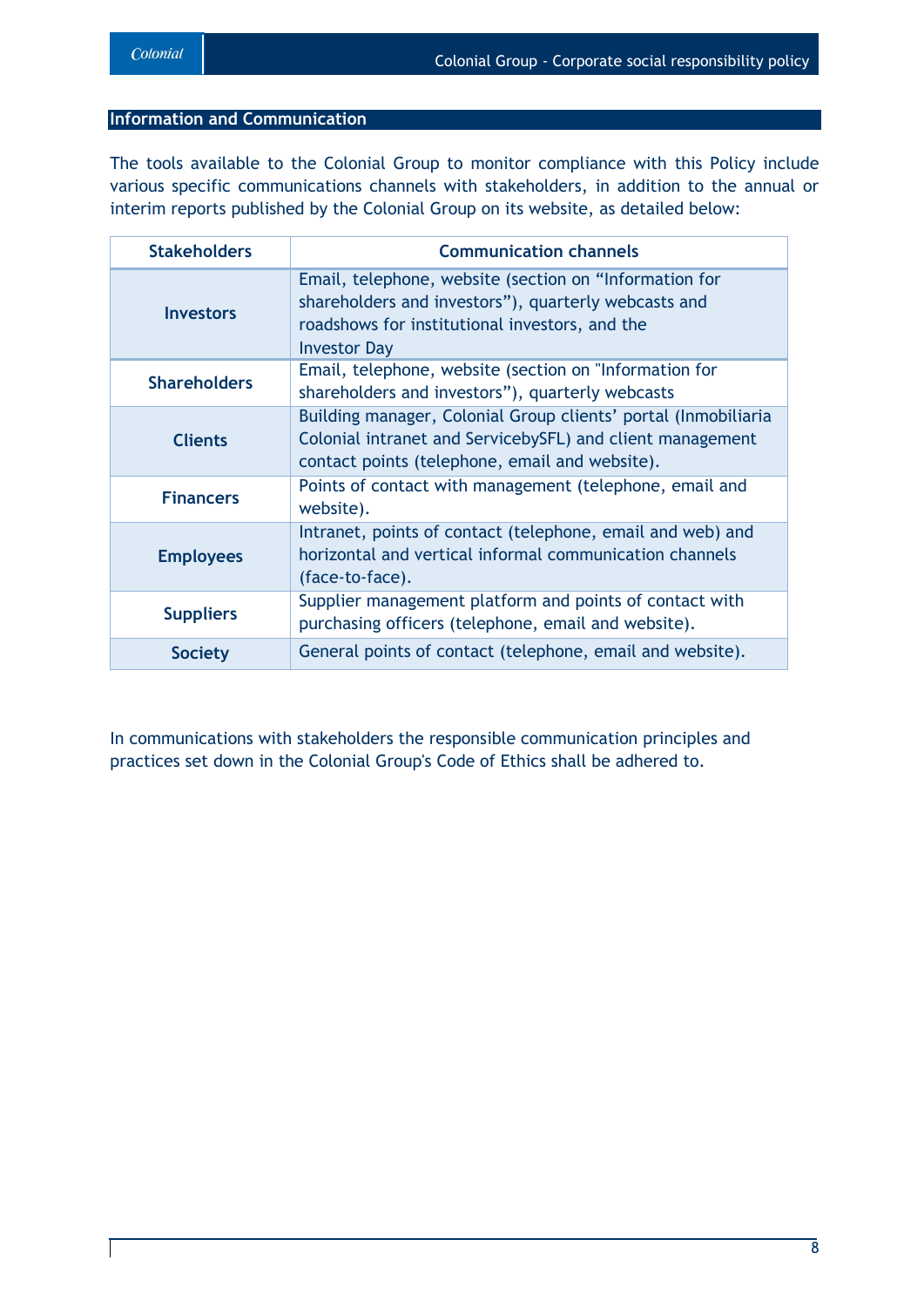## Information and Communication

The tools available to the Colonial Group to monitor compliance with this Policy include various specific communications channels with stakeholders, in addition to the annual or interim reports published by the Colonial Group on its website, as detailed below:

| Stakeholders | Communication channels |
|---|---|
| **Investors** | Email, telephone, website (section on “Information for shareholders and investors”), quarterly webcasts and roadshows for institutional investors, and the Investor Day |
| **Shareholders** | Email, telephone, website (section on "Information for shareholders and investors”), quarterly webcasts |
| **Clients** | Building manager, Colonial Group clients’ portal (Inmobiliaria Colonial intranet and ServicebySFL) and client management contact points (telephone, email and website). |
| **Financers** | Points of contact with management (telephone, email and website). |
| **Employees** | Intranet, points of contact (telephone, email and web) and horizontal and vertical informal communication channels (face-to-face). |
| **Suppliers** | Supplier management platform and points of contact with purchasing officers (telephone, email and website). |
| **Society** | General points of contact (telephone, email and website). |

In communications with stakeholders the responsible communication principles and practices set down in the Colonial Group's Code of Ethics shall be adhered to.